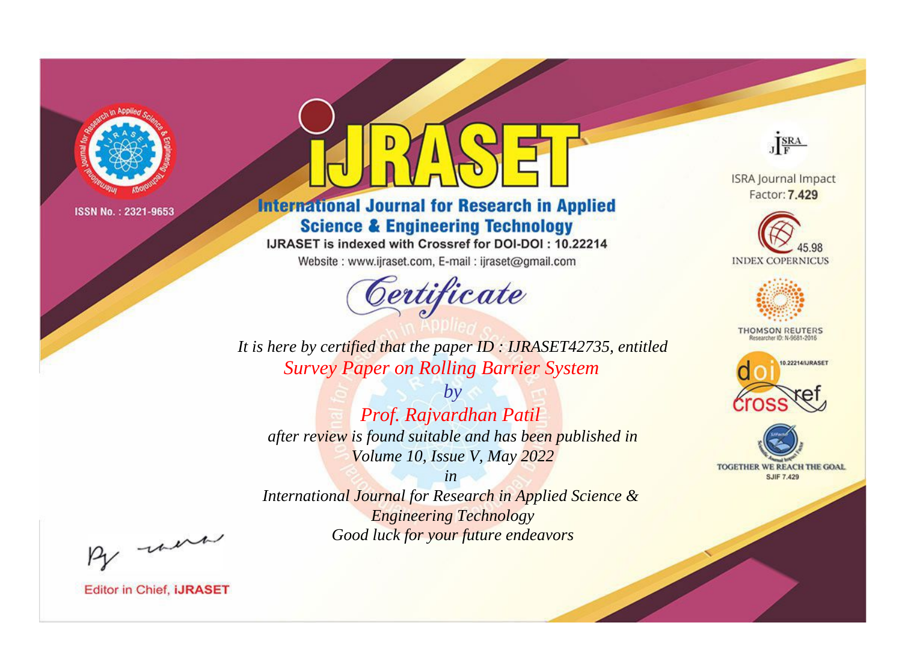ISSN No. : 2321-9653

# iJRASET

## International Journal for Research in Applied Science & Engineering Technology

IJRASET is indexed with Crossref for DOI-DOI : 10.22214

Website : www.ijraset.com, E-mail : ijraset@gmail.com

# *Certificate*

*It is here by certified that the paper ID : IJRASET42735, entitled*

*Survey Paper on Rolling Barrier System*

*by*

*Prof. Rajvardhan Patil*

*after review is found suitable and has been published in*

*Volume 10, Issue V, May 2022*

*in*

*International Journal for Research in Applied Science & Engineering Technology*

*Good luck for your future endeavors*

ISRA Journal Impact Factor: **7.429**

45.98 INDEX COPERNICUS

THOMSON REUTERS Researcher ID: N-9681-2016

10.22214/IJRASET

TOGETHER WE REACH THE GOAL SJIF 7.429

Editor in Chief, **iJRASET**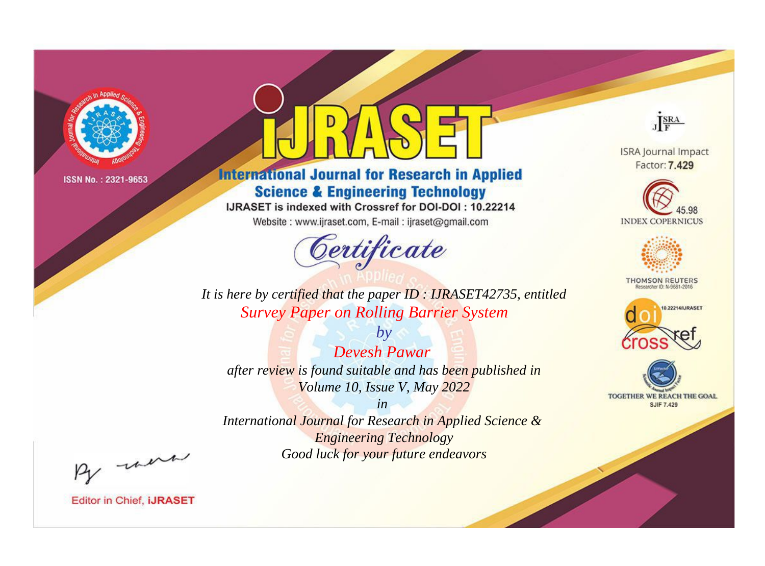ISSN No. : 2321-9653

# International Journal for Research in Applied Science & Engineering Technology

IJRASET is indexed with Crossref for DOI-DOI : 10.22214

Website : www.ijraset.com, E-mail : ijraset@gmail.com

## Certificate

*It is here by certified that the paper ID : IJRASET42735, entitled*

*Survey Paper on Rolling Barrier System*

*by*

*Devesh Pawar*

*after review is found suitable and has been published in*

*Volume 10, Issue V, May 2022*

*in*

*International Journal for Research in Applied Science & Engineering Technology*

*Good luck for your future endeavors*

ISRA Journal Impact Factor: **7.429**

45.98 INDEX COPERNICUS

THOMSON REUTERS Researcher ID: N-9681-2016

10.22214/IJRASET

TOGETHER WE REACH THE GOAL SJIF 7.429

Editor in Chief, **iJRASET**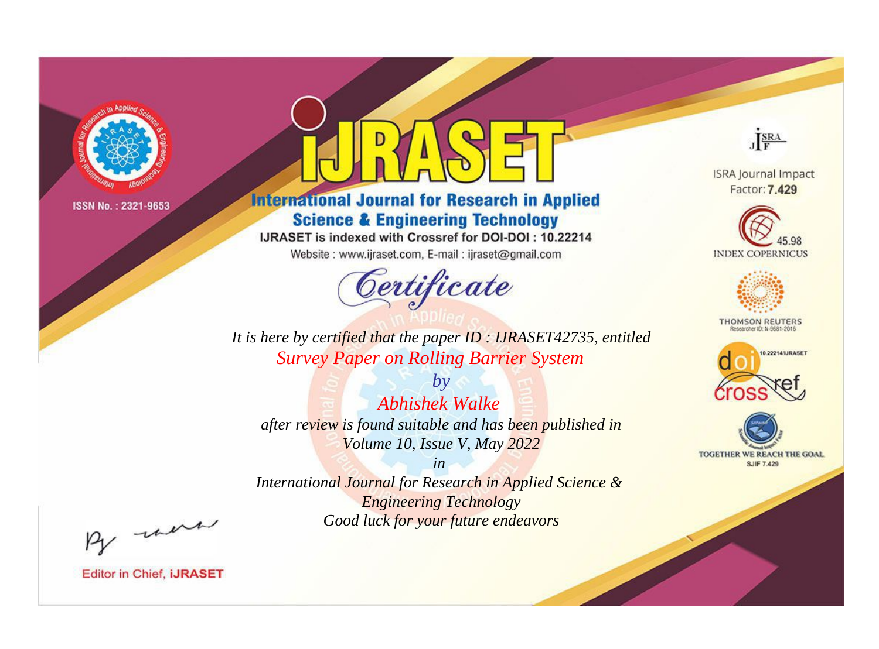ISSN No. : 2321-9653

# iJRASET

## International Journal for Research in Applied Science & Engineering Technology

IJRASET is indexed with Crossref for DOI-DOI : 10.22214

Website : www.ijraset.com, E-mail : ijraset@gmail.com

ISRA Journal Impact Factor: **7.429**

45.98 INDEX COPERNICUS

THOMSON REUTERS Researcher ID: N-9681-2016

10.22214/IJRASET

TOGETHER WE REACH THE GOAL SJIF 7.429

# *Certificate*

*It is here by certified that the paper ID : IJRASET42735, entitled*

*Survey Paper on Rolling Barrier System*

*by*

*Abhishek Walke*

*after review is found suitable and has been published in*

*Volume 10, Issue V, May 2022*

*in*

*International Journal for Research in Applied Science & Engineering Technology*

*Good luck for your future endeavors*

Editor in Chief, **iJRASET**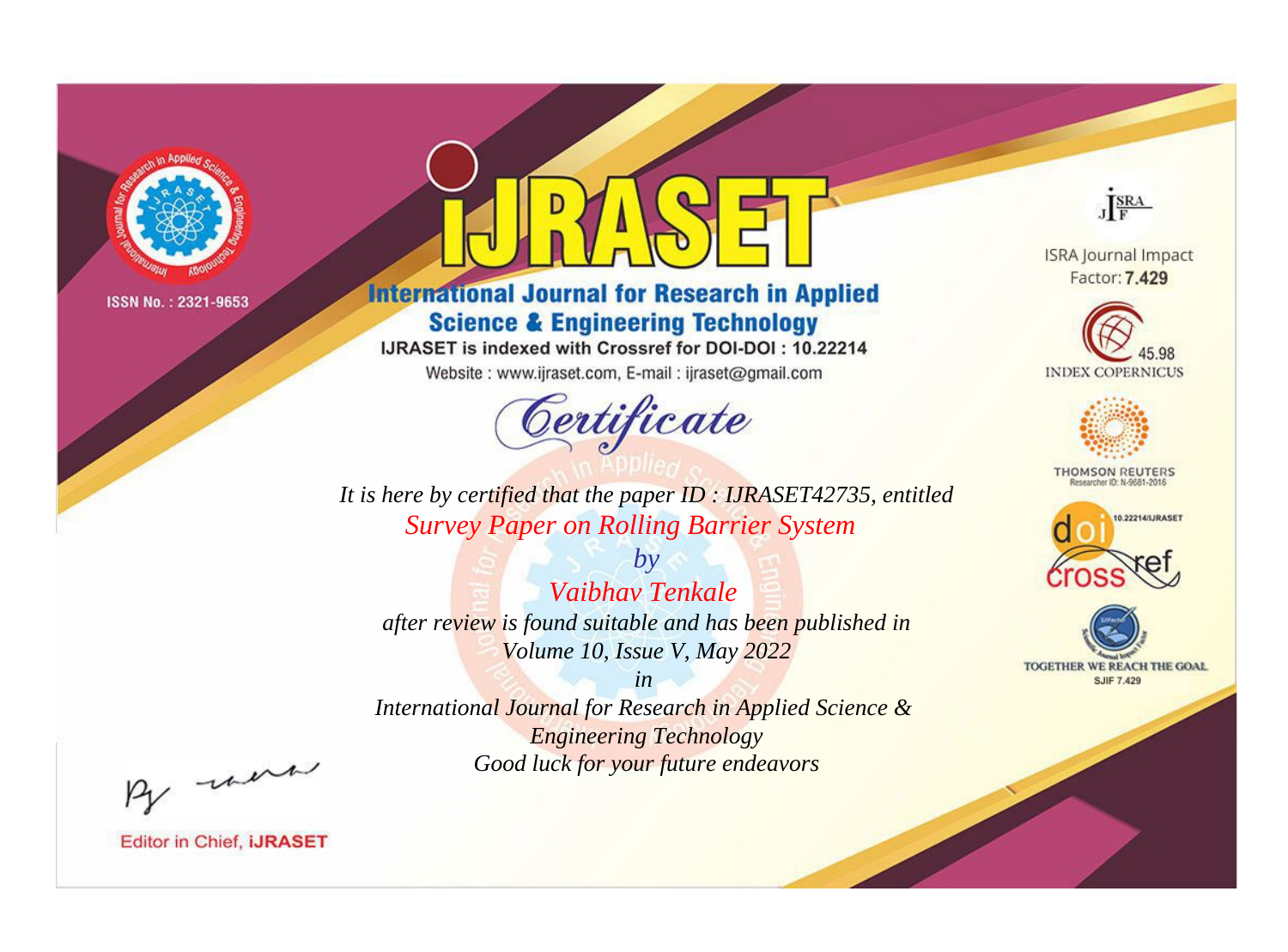ISSN No. : 2321-9653

# iJRASET

## International Journal for Research in Applied Science & Engineering Technology

IJRASET is indexed with Crossref for DOI-DOI : 10.22214

Website : www.ijraset.com, E-mail : ijraset@gmail.com

ISRA Journal Impact Factor: **7.429**

45.98 INDEX COPERNICUS

THOMSON REUTERS Researcher ID: N-9681-2016

10.22214/IJRASET

TOGETHER WE REACH THE GOAL SJIF 7.429

# *Certificate*

*It is here by certified that the paper ID : IJRASET42735, entitled*

*Survey Paper on Rolling Barrier System*

*by*

*Vaibhav Tenkale*

*after review is found suitable and has been published in*

*Volume 10, Issue V, May 2022*

*in*

*International Journal for Research in Applied Science & Engineering Technology*

*Good luck for your future endeavors*

Editor in Chief, **iJRASET**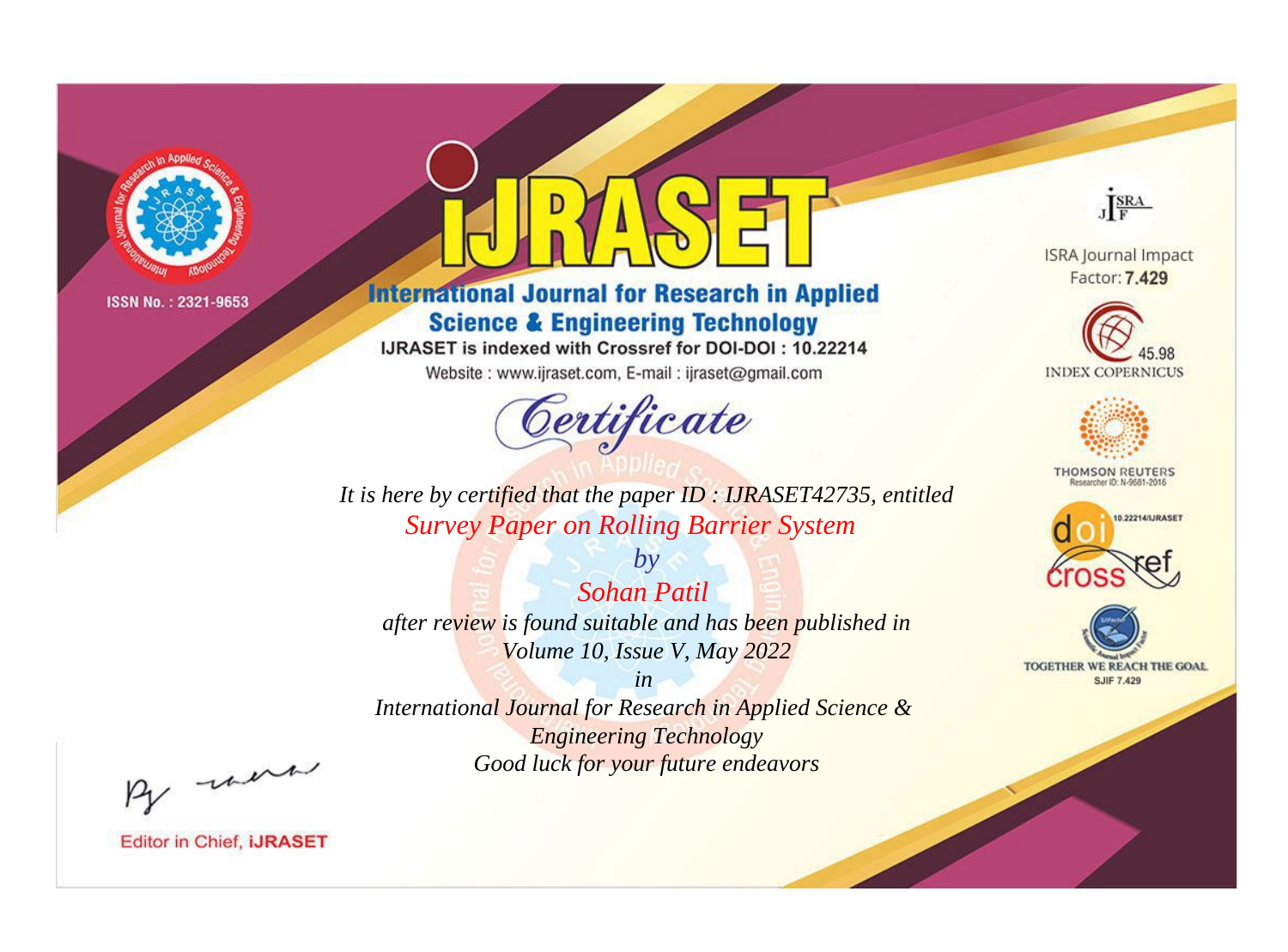ISSN No. : 2321-9653

# IJRASET

## International Journal for Research in Applied Science & Engineering Technology

IJRASET is indexed with Crossref for DOI-DOI : 10.22214

Website : www.ijraset.com, E-mail : ijraset@gmail.com

ISRA Journal Impact Factor: **7.429**

45.98 INDEX COPERNICUS

THOMSON REUTERS Researcher ID: N-9681-2016

10.22214/IJRASET

TOGETHER WE REACH THE GOAL SJIF 7.429

*Certificate*

*It is here by certified that the paper ID : IJRASET42735, entitled*

*Survey Paper on Rolling Barrier System*

*by*

*Sohan Patil*

*after review is found suitable and has been published in*

*Volume 10, Issue V, May 2022*

*in*

*International Journal for Research in Applied Science & Engineering Technology*

*Good luck for your future endeavors*

Editor in Chief, **IJRASET**